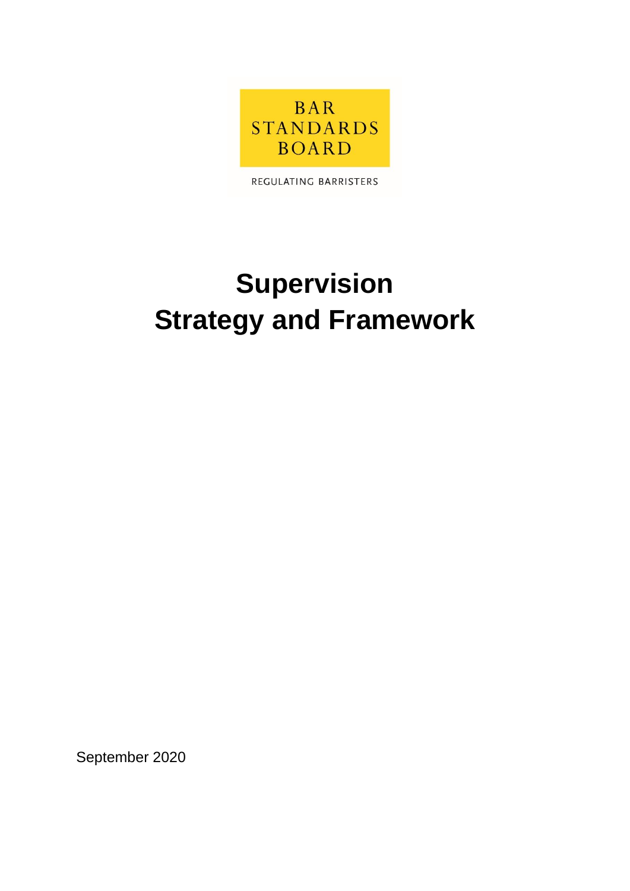BAR
STANDARDS
BOARD

REGULATING BARRISTERS

# Supervision Strategy and Framework

September 2020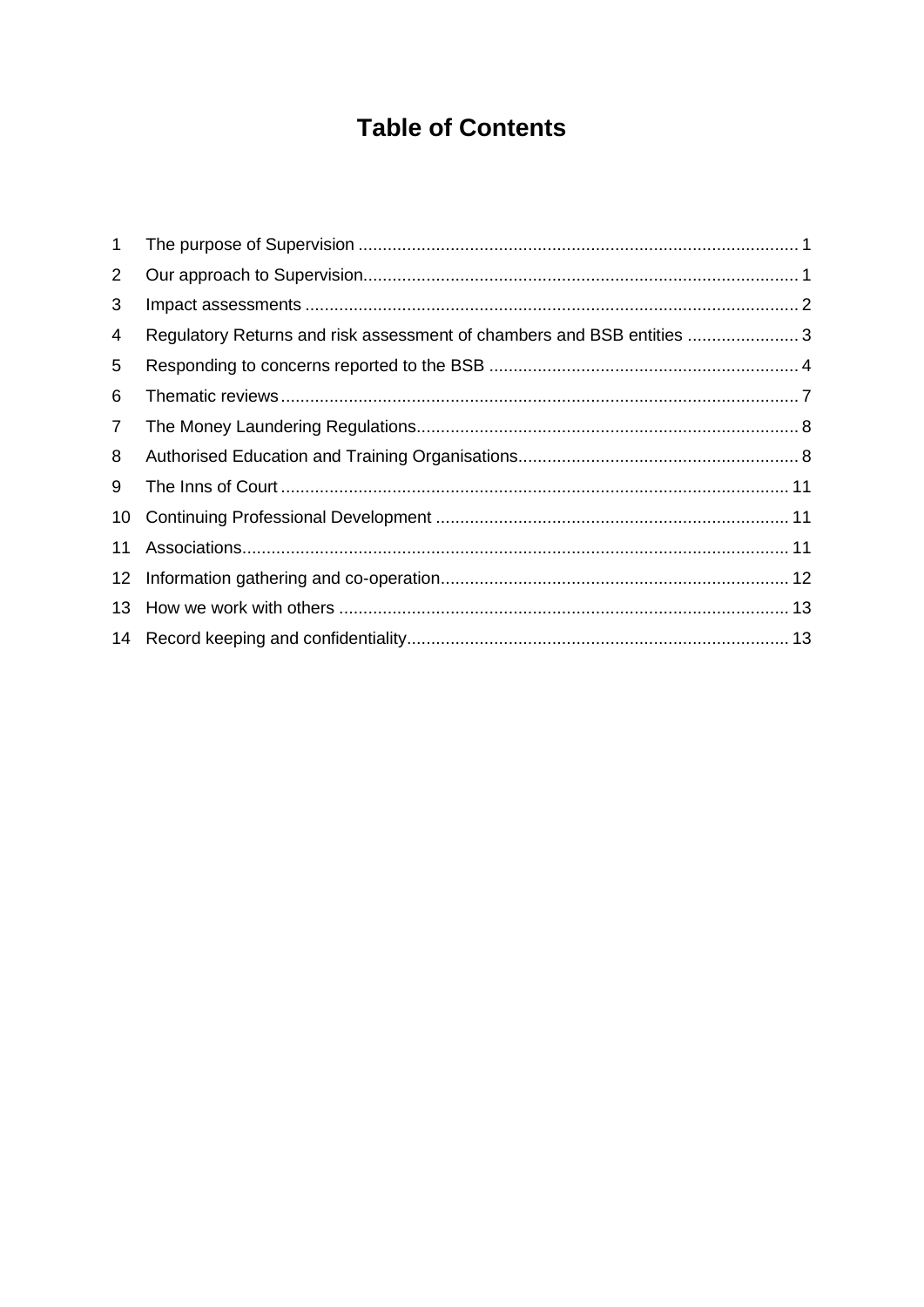# Table of Contents

| | | |
|---|---|---|
| 1 | The purpose of Supervision | 1 |
| 2 | Our approach to Supervision | 1 |
| 3 | Impact assessments | 2 |
| 4 | Regulatory Returns and risk assessment of chambers and BSB entities | 3 |
| 5 | Responding to concerns reported to the BSB | 4 |
| 6 | Thematic reviews | 7 |
| 7 | The Money Laundering Regulations | 8 |
| 8 | Authorised Education and Training Organisations | 8 |
| 9 | The Inns of Court | 11 |
| 10 | Continuing Professional Development | 11 |
| 11 | Associations | 11 |
| 12 | Information gathering and co-operation | 12 |
| 13 | How we work with others | 13 |
| 14 | Record keeping and confidentiality | 13 |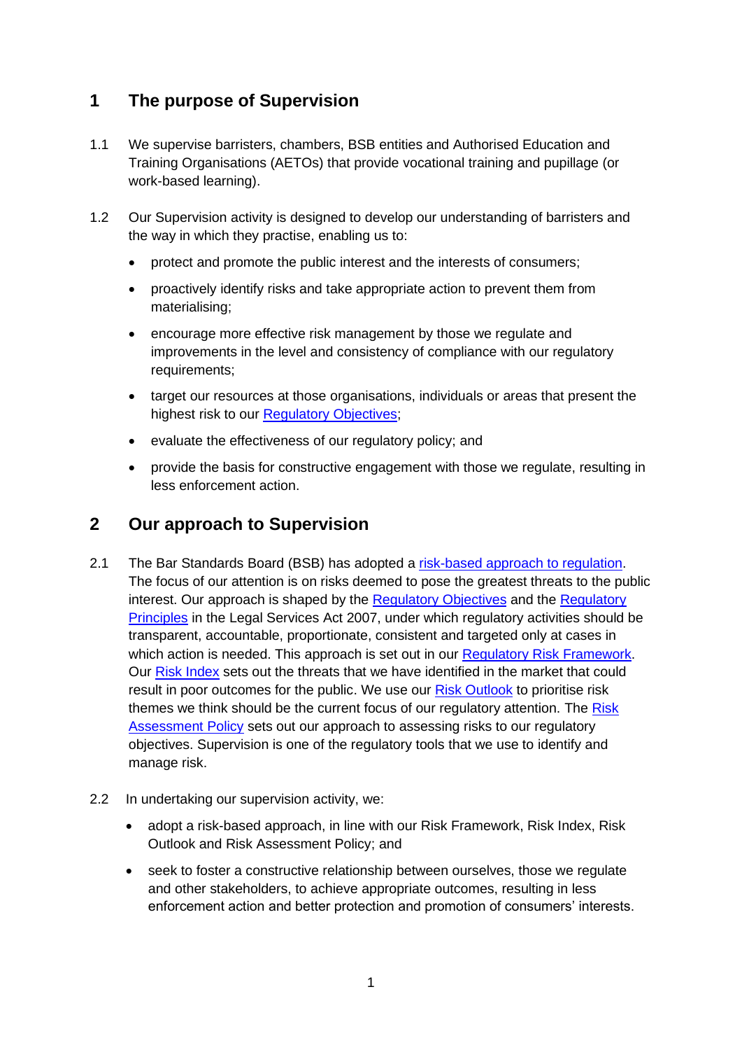# 1 The purpose of Supervision

1.1 We supervise barristers, chambers, BSB entities and Authorised Education and Training Organisations (AETOs) that provide vocational training and pupillage (or work-based learning).

1.2 Our Supervision activity is designed to develop our understanding of barristers and the way in which they practise, enabling us to:

- protect and promote the public interest and the interests of consumers;
- proactively identify risks and take appropriate action to prevent them from materialising;
- encourage more effective risk management by those we regulate and improvements in the level and consistency of compliance with our regulatory requirements;
- target our resources at those organisations, individuals or areas that present the highest risk to our Regulatory Objectives;
- evaluate the effectiveness of our regulatory policy; and
- provide the basis for constructive engagement with those we regulate, resulting in less enforcement action.

# 2 Our approach to Supervision

2.1 The Bar Standards Board (BSB) has adopted a risk-based approach to regulation. The focus of our attention is on risks deemed to pose the greatest threats to the public interest. Our approach is shaped by the Regulatory Objectives and the Regulatory Principles in the Legal Services Act 2007, under which regulatory activities should be transparent, accountable, proportionate, consistent and targeted only at cases in which action is needed. This approach is set out in our Regulatory Risk Framework. Our Risk Index sets out the threats that we have identified in the market that could result in poor outcomes for the public. We use our Risk Outlook to prioritise risk themes we think should be the current focus of our regulatory attention. The Risk Assessment Policy sets out our approach to assessing risks to our regulatory objectives. Supervision is one of the regulatory tools that we use to identify and manage risk.

2.2 In undertaking our supervision activity, we:

- adopt a risk-based approach, in line with our Risk Framework, Risk Index, Risk Outlook and Risk Assessment Policy; and
- seek to foster a constructive relationship between ourselves, those we regulate and other stakeholders, to achieve appropriate outcomes, resulting in less enforcement action and better protection and promotion of consumers' interests.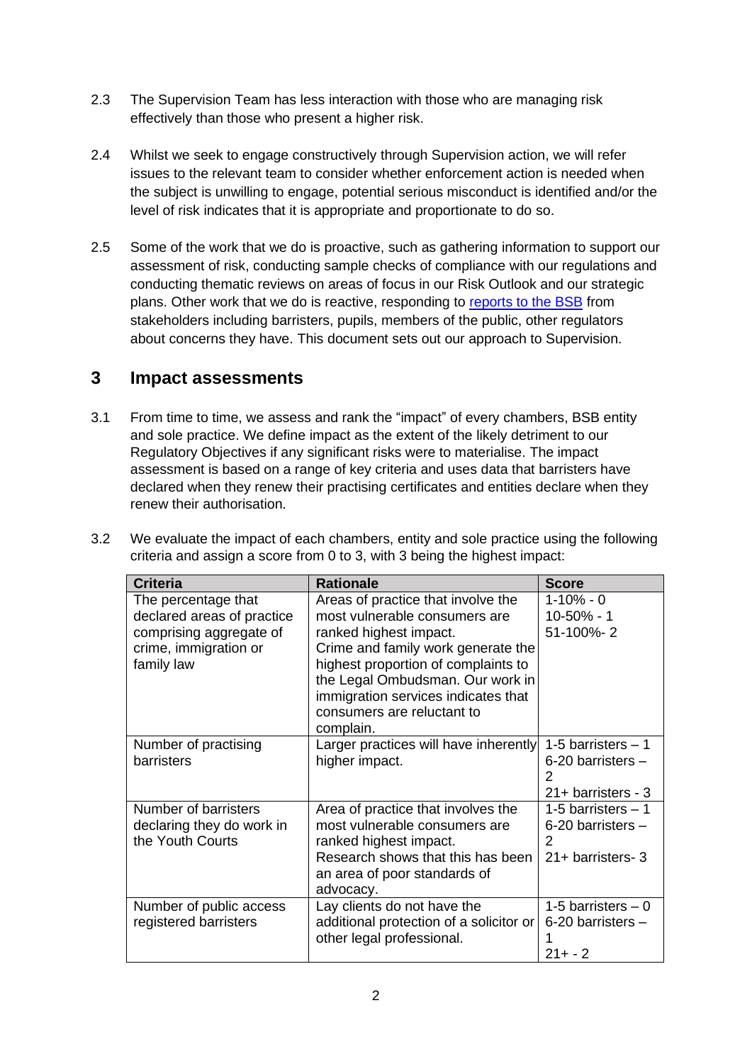2.3 The Supervision Team has less interaction with those who are managing risk effectively than those who present a higher risk.

2.4 Whilst we seek to engage constructively through Supervision action, we will refer issues to the relevant team to consider whether enforcement action is needed when the subject is unwilling to engage, potential serious misconduct is identified and/or the level of risk indicates that it is appropriate and proportionate to do so.

2.5 Some of the work that we do is proactive, such as gathering information to support our assessment of risk, conducting sample checks of compliance with our regulations and conducting thematic reviews on areas of focus in our Risk Outlook and our strategic plans. Other work that we do is reactive, responding to [reports to the BSB] from stakeholders including barristers, pupils, members of the public, other regulators about concerns they have. This document sets out our approach to Supervision.

## 3 Impact assessments

3.1 From time to time, we assess and rank the "impact" of every chambers, BSB entity and sole practice. We define impact as the extent of the likely detriment to our Regulatory Objectives if any significant risks were to materialise. The impact assessment is based on a range of key criteria and uses data that barristers have declared when they renew their practising certificates and entities declare when they renew their authorisation.

3.2 We evaluate the impact of each chambers, entity and sole practice using the following criteria and assign a score from 0 to 3, with 3 being the highest impact:

| Criteria | Rationale | Score |
|---|---|---|
| The percentage that declared areas of practice comprising aggregate of crime, immigration or family law | Areas of practice that involve the most vulnerable consumers are ranked highest impact. Crime and family work generate the highest proportion of complaints to the Legal Ombudsman. Our work in immigration services indicates that consumers are reluctant to complain. | 1-10% - 0<br>10-50% - 1<br>51-100%- 2 |
| Number of practising barristers | Larger practices will have inherently higher impact. | 1-5 barristers – 1<br>6-20 barristers – 2<br>21+ barristers - 3 |
| Number of barristers declaring they do work in the Youth Courts | Area of practice that involves the most vulnerable consumers are ranked highest impact. Research shows that this has been an area of poor standards of advocacy. | 1-5 barristers – 1<br>6-20 barristers – 2<br>21+ barristers- 3 |
| Number of public access registered barristers | Lay clients do not have the additional protection of a solicitor or other legal professional. | 1-5 barristers – 0<br>6-20 barristers – 1<br>21+ - 2 |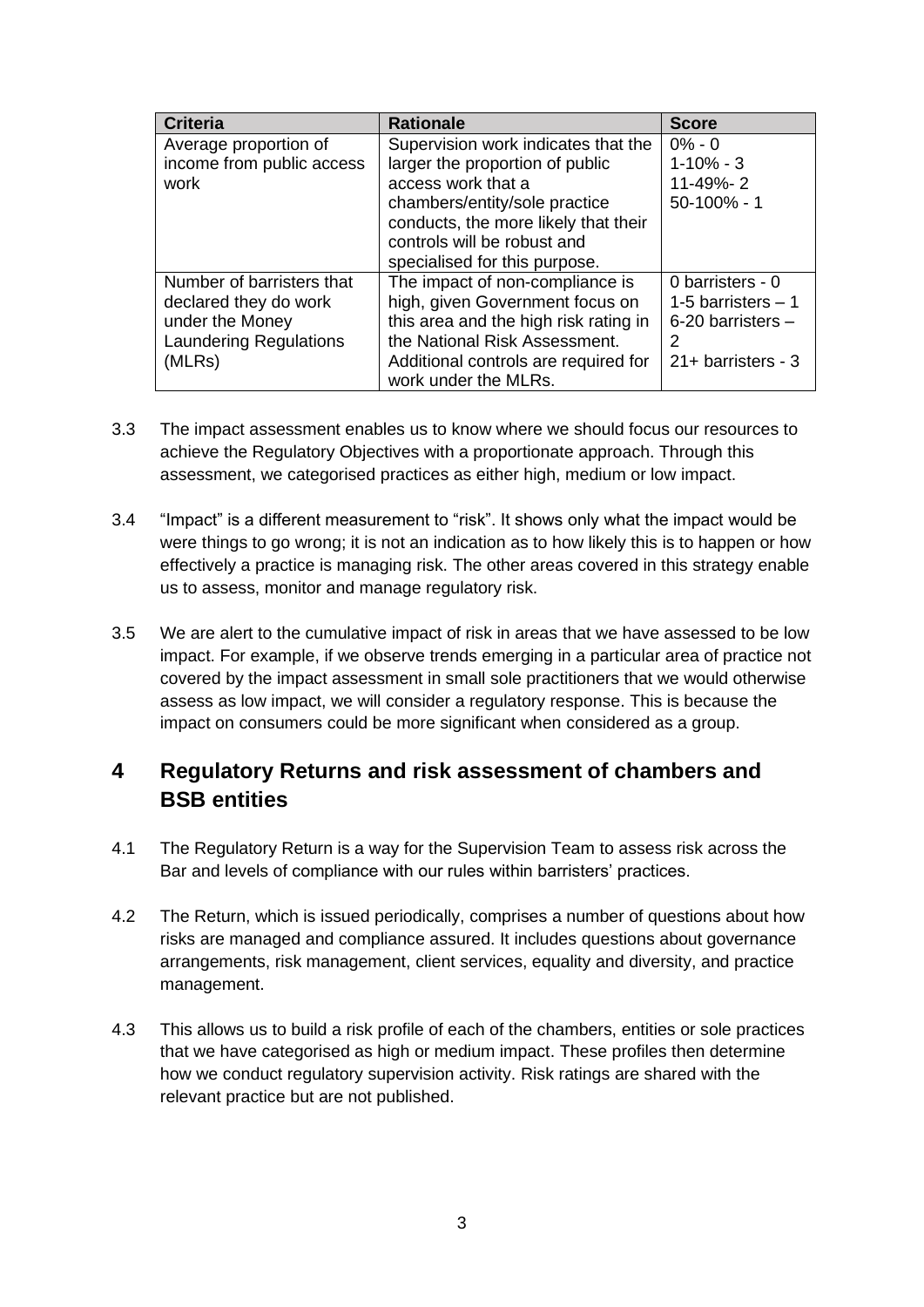| Criteria | Rationale | Score |
|---|---|---|
| Average proportion of income from public access work | Supervision work indicates that the larger the proportion of public access work that a chambers/entity/sole practice conducts, the more likely that their controls will be robust and specialised for this purpose. | 0% - 0<br>1-10% - 3<br>11-49%- 2<br>50-100% - 1 |
| Number of barristers that declared they do work under the Money Laundering Regulations (MLRs) | The impact of non-compliance is high, given Government focus on this area and the high risk rating in the National Risk Assessment. Additional controls are required for work under the MLRs. | 0 barristers - 0<br>1-5 barristers – 1<br>6-20 barristers – 2<br>21+ barristers - 3 |

3.3 The impact assessment enables us to know where we should focus our resources to achieve the Regulatory Objectives with a proportionate approach. Through this assessment, we categorised practices as either high, medium or low impact.

3.4 "Impact" is a different measurement to "risk". It shows only what the impact would be were things to go wrong; it is not an indication as to how likely this is to happen or how effectively a practice is managing risk. The other areas covered in this strategy enable us to assess, monitor and manage regulatory risk.

3.5 We are alert to the cumulative impact of risk in areas that we have assessed to be low impact. For example, if we observe trends emerging in a particular area of practice not covered by the impact assessment in small sole practitioners that we would otherwise assess as low impact, we will consider a regulatory response. This is because the impact on consumers could be more significant when considered as a group.

## 4 Regulatory Returns and risk assessment of chambers and BSB entities

4.1 The Regulatory Return is a way for the Supervision Team to assess risk across the Bar and levels of compliance with our rules within barristers' practices.

4.2 The Return, which is issued periodically, comprises a number of questions about how risks are managed and compliance assured. It includes questions about governance arrangements, risk management, client services, equality and diversity, and practice management.

4.3 This allows us to build a risk profile of each of the chambers, entities or sole practices that we have categorised as high or medium impact. These profiles then determine how we conduct regulatory supervision activity. Risk ratings are shared with the relevant practice but are not published.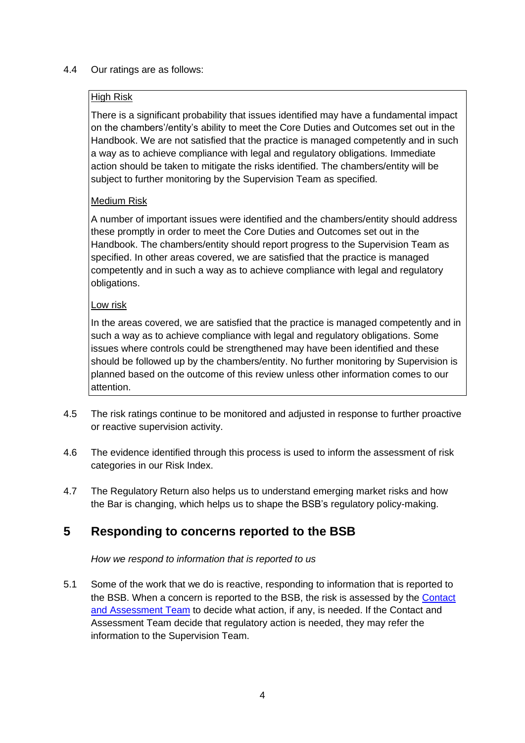4.4 Our ratings are as follows:

> High Risk
>
> There is a significant probability that issues identified may have a fundamental impact on the chambers'/entity's ability to meet the Core Duties and Outcomes set out in the Handbook. We are not satisfied that the practice is managed competently and in such a way as to achieve compliance with legal and regulatory obligations. Immediate action should be taken to mitigate the risks identified. The chambers/entity will be subject to further monitoring by the Supervision Team as specified.
>
> Medium Risk
>
> A number of important issues were identified and the chambers/entity should address these promptly in order to meet the Core Duties and Outcomes set out in the Handbook. The chambers/entity should report progress to the Supervision Team as specified. In other areas covered, we are satisfied that the practice is managed competently and in such a way as to achieve compliance with legal and regulatory obligations.
>
> Low risk
>
> In the areas covered, we are satisfied that the practice is managed competently and in such a way as to achieve compliance with legal and regulatory obligations. Some issues where controls could be strengthened may have been identified and these should be followed up by the chambers/entity. No further monitoring by Supervision is planned based on the outcome of this review unless other information comes to our attention.

4.5 The risk ratings continue to be monitored and adjusted in response to further proactive or reactive supervision activity.

4.6 The evidence identified through this process is used to inform the assessment of risk categories in our Risk Index.

4.7 The Regulatory Return also helps us to understand emerging market risks and how the Bar is changing, which helps us to shape the BSB's regulatory policy-making.

## 5 Responding to concerns reported to the BSB

*How we respond to information that is reported to us*

5.1 Some of the work that we do is reactive, responding to information that is reported to the BSB. When a concern is reported to the BSB, the risk is assessed by the Contact and Assessment Team to decide what action, if any, is needed. If the Contact and Assessment Team decide that regulatory action is needed, they may refer the information to the Supervision Team.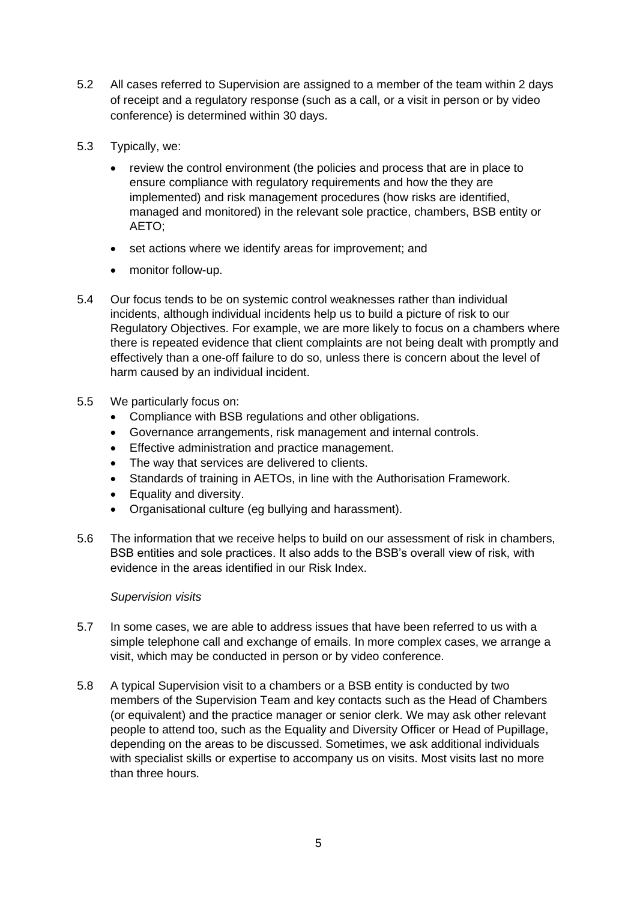5.2 All cases referred to Supervision are assigned to a member of the team within 2 days of receipt and a regulatory response (such as a call, or a visit in person or by video conference) is determined within 30 days.

5.3 Typically, we:

- review the control environment (the policies and process that are in place to ensure compliance with regulatory requirements and how the they are implemented) and risk management procedures (how risks are identified, managed and monitored) in the relevant sole practice, chambers, BSB entity or AETO;
- set actions where we identify areas for improvement; and
- monitor follow-up.

5.4 Our focus tends to be on systemic control weaknesses rather than individual incidents, although individual incidents help us to build a picture of risk to our Regulatory Objectives. For example, we are more likely to focus on a chambers where there is repeated evidence that client complaints are not being dealt with promptly and effectively than a one-off failure to do so, unless there is concern about the level of harm caused by an individual incident.

5.5 We particularly focus on:

- Compliance with BSB regulations and other obligations.
- Governance arrangements, risk management and internal controls.
- Effective administration and practice management.
- The way that services are delivered to clients.
- Standards of training in AETOs, in line with the Authorisation Framework.
- Equality and diversity.
- Organisational culture (eg bullying and harassment).

5.6 The information that we receive helps to build on our assessment of risk in chambers, BSB entities and sole practices. It also adds to the BSB's overall view of risk, with evidence in the areas identified in our Risk Index.

*Supervision visits*

5.7 In some cases, we are able to address issues that have been referred to us with a simple telephone call and exchange of emails. In more complex cases, we arrange a visit, which may be conducted in person or by video conference.

5.8 A typical Supervision visit to a chambers or a BSB entity is conducted by two members of the Supervision Team and key contacts such as the Head of Chambers (or equivalent) and the practice manager or senior clerk. We may ask other relevant people to attend too, such as the Equality and Diversity Officer or Head of Pupillage, depending on the areas to be discussed. Sometimes, we ask additional individuals with specialist skills or expertise to accompany us on visits. Most visits last no more than three hours.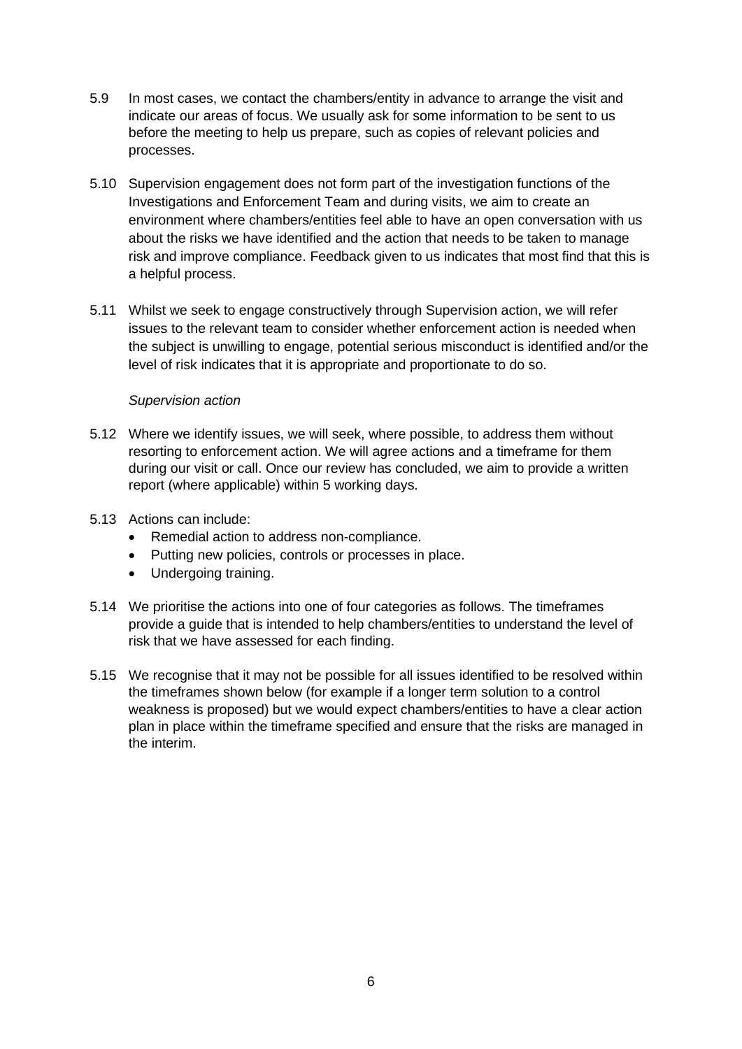5.9 In most cases, we contact the chambers/entity in advance to arrange the visit and indicate our areas of focus. We usually ask for some information to be sent to us before the meeting to help us prepare, such as copies of relevant policies and processes.

5.10 Supervision engagement does not form part of the investigation functions of the Investigations and Enforcement Team and during visits, we aim to create an environment where chambers/entities feel able to have an open conversation with us about the risks we have identified and the action that needs to be taken to manage risk and improve compliance. Feedback given to us indicates that most find that this is a helpful process.

5.11 Whilst we seek to engage constructively through Supervision action, we will refer issues to the relevant team to consider whether enforcement action is needed when the subject is unwilling to engage, potential serious misconduct is identified and/or the level of risk indicates that it is appropriate and proportionate to do so.

*Supervision action*

5.12 Where we identify issues, we will seek, where possible, to address them without resorting to enforcement action. We will agree actions and a timeframe for them during our visit or call. Once our review has concluded, we aim to provide a written report (where applicable) within 5 working days.

5.13 Actions can include:

- Remedial action to address non-compliance.
- Putting new policies, controls or processes in place.
- Undergoing training.

5.14 We prioritise the actions into one of four categories as follows. The timeframes provide a guide that is intended to help chambers/entities to understand the level of risk that we have assessed for each finding.

5.15 We recognise that it may not be possible for all issues identified to be resolved within the timeframes shown below (for example if a longer term solution to a control weakness is proposed) but we would expect chambers/entities to have a clear action plan in place within the timeframe specified and ensure that the risks are managed in the interim.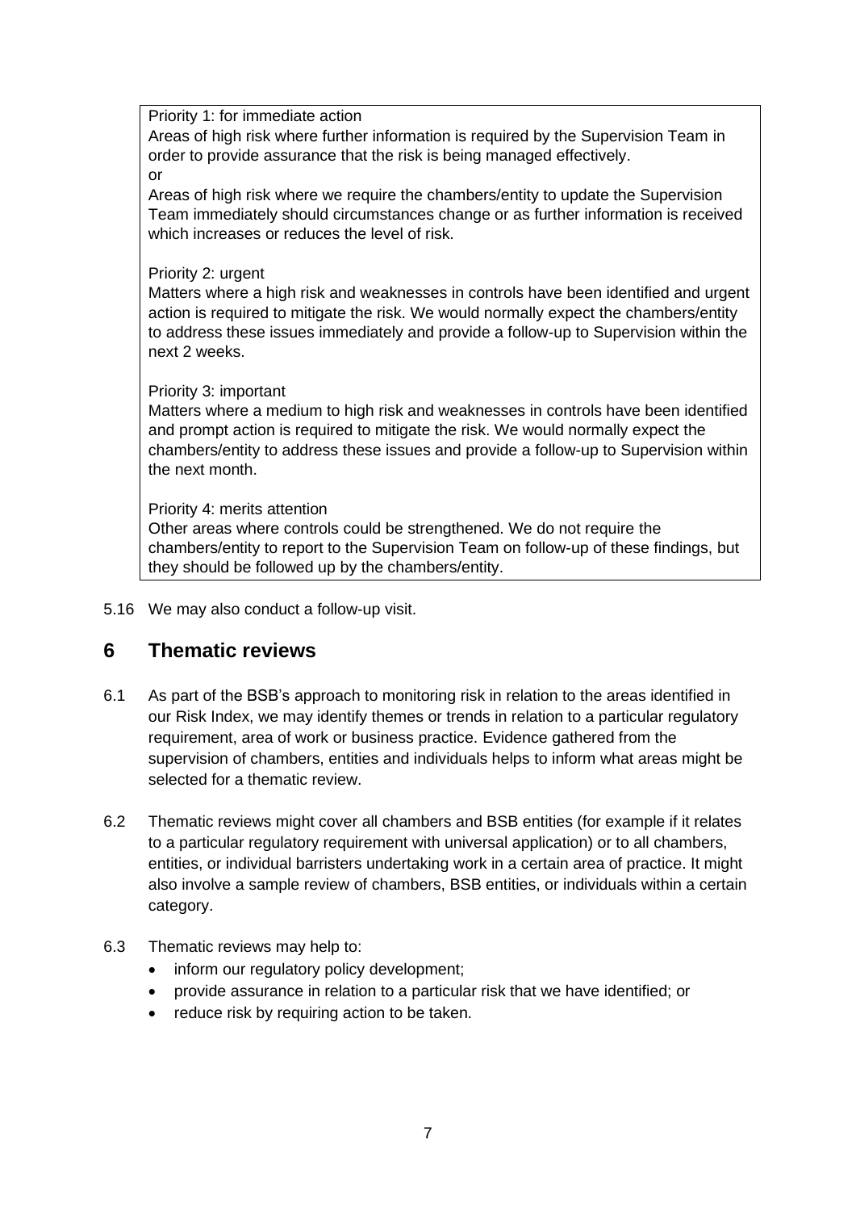Priority 1: for immediate action
Areas of high risk where further information is required by the Supervision Team in order to provide assurance that the risk is being managed effectively.
or
Areas of high risk where we require the chambers/entity to update the Supervision Team immediately should circumstances change or as further information is received which increases or reduces the level of risk.

Priority 2: urgent
Matters where a high risk and weaknesses in controls have been identified and urgent action is required to mitigate the risk. We would normally expect the chambers/entity to address these issues immediately and provide a follow-up to Supervision within the next 2 weeks.

Priority 3: important
Matters where a medium to high risk and weaknesses in controls have been identified and prompt action is required to mitigate the risk. We would normally expect the chambers/entity to address these issues and provide a follow-up to Supervision within the next month.

Priority 4: merits attention
Other areas where controls could be strengthened. We do not require the chambers/entity to report to the Supervision Team on follow-up of these findings, but they should be followed up by the chambers/entity.

5.16 We may also conduct a follow-up visit.

## 6 Thematic reviews

6.1 As part of the BSB's approach to monitoring risk in relation to the areas identified in our Risk Index, we may identify themes or trends in relation to a particular regulatory requirement, area of work or business practice. Evidence gathered from the supervision of chambers, entities and individuals helps to inform what areas might be selected for a thematic review.

6.2 Thematic reviews might cover all chambers and BSB entities (for example if it relates to a particular regulatory requirement with universal application) or to all chambers, entities, or individual barristers undertaking work in a certain area of practice. It might also involve a sample review of chambers, BSB entities, or individuals within a certain category.

6.3 Thematic reviews may help to:

- inform our regulatory policy development;
- provide assurance in relation to a particular risk that we have identified; or
- reduce risk by requiring action to be taken.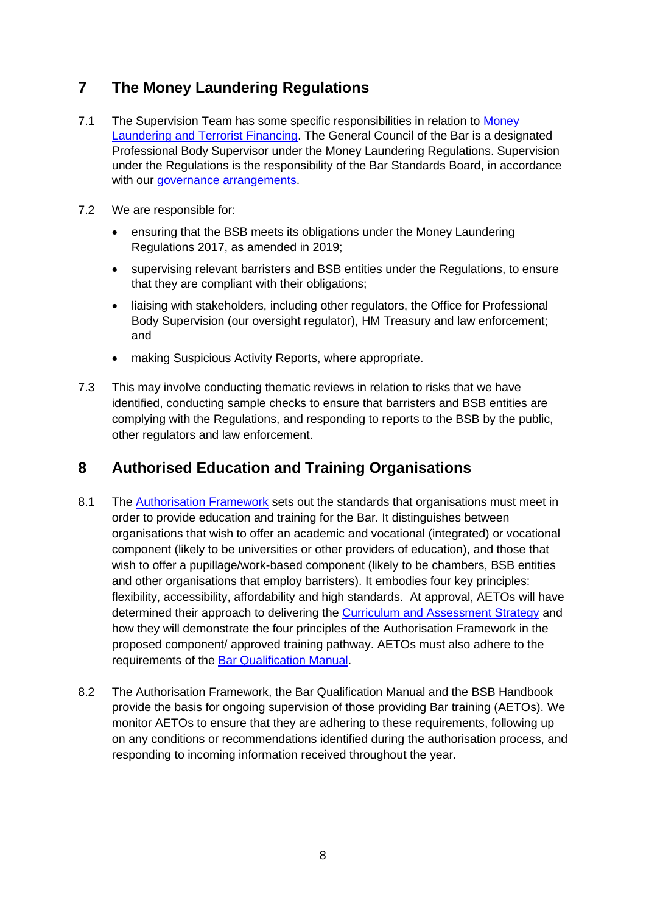## 7 The Money Laundering Regulations

7.1 The Supervision Team has some specific responsibilities in relation to Money Laundering and Terrorist Financing. The General Council of the Bar is a designated Professional Body Supervisor under the Money Laundering Regulations. Supervision under the Regulations is the responsibility of the Bar Standards Board, in accordance with our governance arrangements.

7.2 We are responsible for:

- ensuring that the BSB meets its obligations under the Money Laundering Regulations 2017, as amended in 2019;
- supervising relevant barristers and BSB entities under the Regulations, to ensure that they are compliant with their obligations;
- liaising with stakeholders, including other regulators, the Office for Professional Body Supervision (our oversight regulator), HM Treasury and law enforcement; and
- making Suspicious Activity Reports, where appropriate.

7.3 This may involve conducting thematic reviews in relation to risks that we have identified, conducting sample checks to ensure that barristers and BSB entities are complying with the Regulations, and responding to reports to the BSB by the public, other regulators and law enforcement.

## 8 Authorised Education and Training Organisations

8.1 The Authorisation Framework sets out the standards that organisations must meet in order to provide education and training for the Bar. It distinguishes between organisations that wish to offer an academic and vocational (integrated) or vocational component (likely to be universities or other providers of education), and those that wish to offer a pupillage/work-based component (likely to be chambers, BSB entities and other organisations that employ barristers). It embodies four key principles: flexibility, accessibility, affordability and high standards. At approval, AETOs will have determined their approach to delivering the Curriculum and Assessment Strategy and how they will demonstrate the four principles of the Authorisation Framework in the proposed component/ approved training pathway. AETOs must also adhere to the requirements of the Bar Qualification Manual.

8.2 The Authorisation Framework, the Bar Qualification Manual and the BSB Handbook provide the basis for ongoing supervision of those providing Bar training (AETOs). We monitor AETOs to ensure that they are adhering to these requirements, following up on any conditions or recommendations identified during the authorisation process, and responding to incoming information received throughout the year.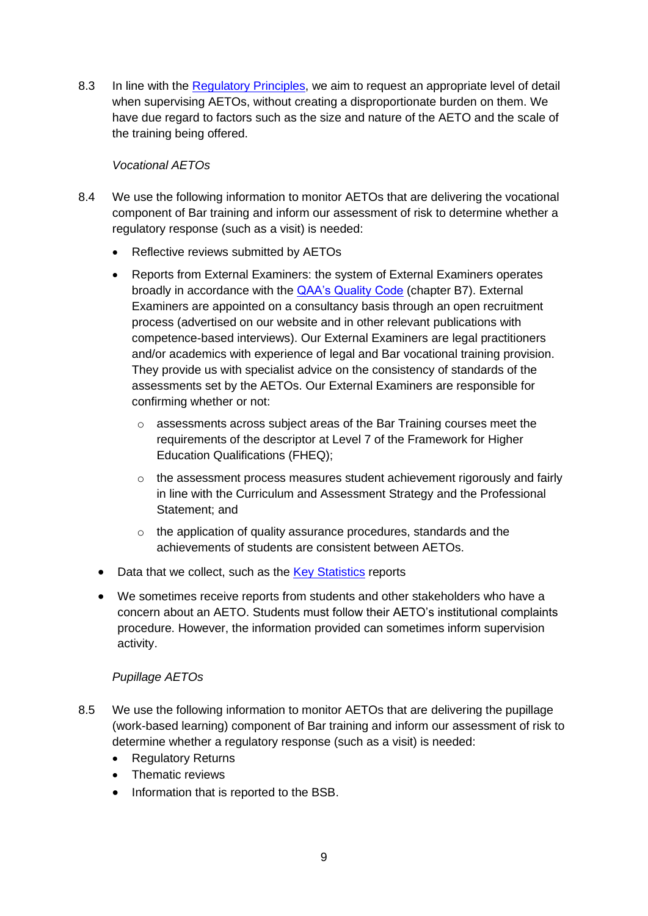8.3 In line with the Regulatory Principles, we aim to request an appropriate level of detail when supervising AETOs, without creating a disproportionate burden on them. We have due regard to factors such as the size and nature of the AETO and the scale of the training being offered.

*Vocational AETOs*

8.4 We use the following information to monitor AETOs that are delivering the vocational component of Bar training and inform our assessment of risk to determine whether a regulatory response (such as a visit) is needed:

- Reflective reviews submitted by AETOs
- Reports from External Examiners: the system of External Examiners operates broadly in accordance with the QAA's Quality Code (chapter B7). External Examiners are appointed on a consultancy basis through an open recruitment process (advertised on our website and in other relevant publications with competence-based interviews). Our External Examiners are legal practitioners and/or academics with experience of legal and Bar vocational training provision. They provide us with specialist advice on the consistency of standards of the assessments set by the AETOs. Our External Examiners are responsible for confirming whether or not:
  - assessments across subject areas of the Bar Training courses meet the requirements of the descriptor at Level 7 of the Framework for Higher Education Qualifications (FHEQ);
  - the assessment process measures student achievement rigorously and fairly in line with the Curriculum and Assessment Strategy and the Professional Statement; and
  - the application of quality assurance procedures, standards and the achievements of students are consistent between AETOs.
- Data that we collect, such as the Key Statistics reports
- We sometimes receive reports from students and other stakeholders who have a concern about an AETO. Students must follow their AETO's institutional complaints procedure. However, the information provided can sometimes inform supervision activity.

*Pupillage AETOs*

8.5 We use the following information to monitor AETOs that are delivering the pupillage (work-based learning) component of Bar training and inform our assessment of risk to determine whether a regulatory response (such as a visit) is needed:

- Regulatory Returns
- Thematic reviews
- Information that is reported to the BSB.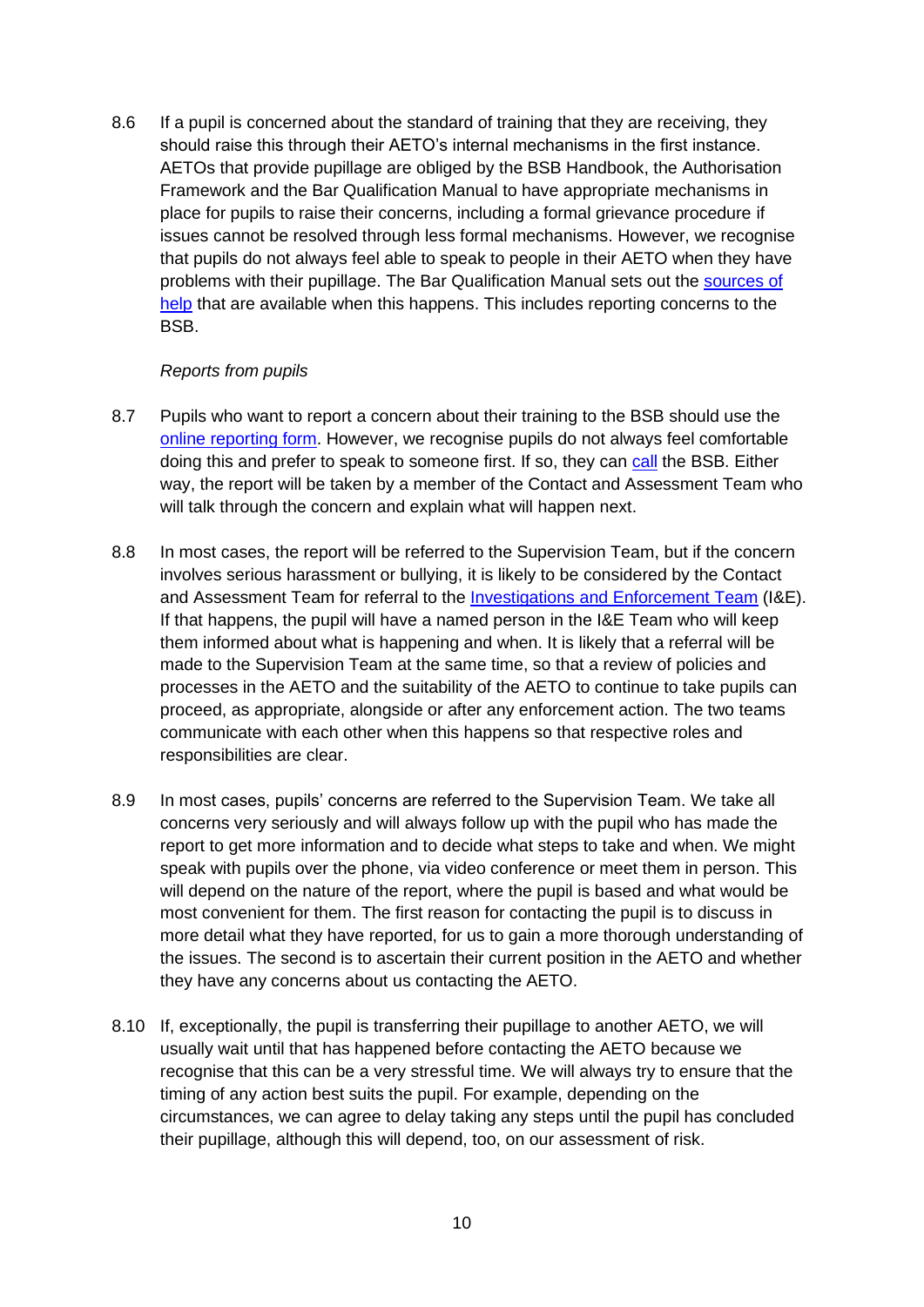8.6 If a pupil is concerned about the standard of training that they are receiving, they should raise this through their AETO's internal mechanisms in the first instance. AETOs that provide pupillage are obliged by the BSB Handbook, the Authorisation Framework and the Bar Qualification Manual to have appropriate mechanisms in place for pupils to raise their concerns, including a formal grievance procedure if issues cannot be resolved through less formal mechanisms. However, we recognise that pupils do not always feel able to speak to people in their AETO when they have problems with their pupillage. The Bar Qualification Manual sets out the sources of help that are available when this happens. This includes reporting concerns to the BSB.

*Reports from pupils*

8.7 Pupils who want to report a concern about their training to the BSB should use the online reporting form. However, we recognise pupils do not always feel comfortable doing this and prefer to speak to someone first. If so, they can call the BSB. Either way, the report will be taken by a member of the Contact and Assessment Team who will talk through the concern and explain what will happen next.

8.8 In most cases, the report will be referred to the Supervision Team, but if the concern involves serious harassment or bullying, it is likely to be considered by the Contact and Assessment Team for referral to the Investigations and Enforcement Team (I&E). If that happens, the pupil will have a named person in the I&E Team who will keep them informed about what is happening and when. It is likely that a referral will be made to the Supervision Team at the same time, so that a review of policies and processes in the AETO and the suitability of the AETO to continue to take pupils can proceed, as appropriate, alongside or after any enforcement action. The two teams communicate with each other when this happens so that respective roles and responsibilities are clear.

8.9 In most cases, pupils' concerns are referred to the Supervision Team. We take all concerns very seriously and will always follow up with the pupil who has made the report to get more information and to decide what steps to take and when. We might speak with pupils over the phone, via video conference or meet them in person. This will depend on the nature of the report, where the pupil is based and what would be most convenient for them. The first reason for contacting the pupil is to discuss in more detail what they have reported, for us to gain a more thorough understanding of the issues. The second is to ascertain their current position in the AETO and whether they have any concerns about us contacting the AETO.

8.10 If, exceptionally, the pupil is transferring their pupillage to another AETO, we will usually wait until that has happened before contacting the AETO because we recognise that this can be a very stressful time. We will always try to ensure that the timing of any action best suits the pupil. For example, depending on the circumstances, we can agree to delay taking any steps until the pupil has concluded their pupillage, although this will depend, too, on our assessment of risk.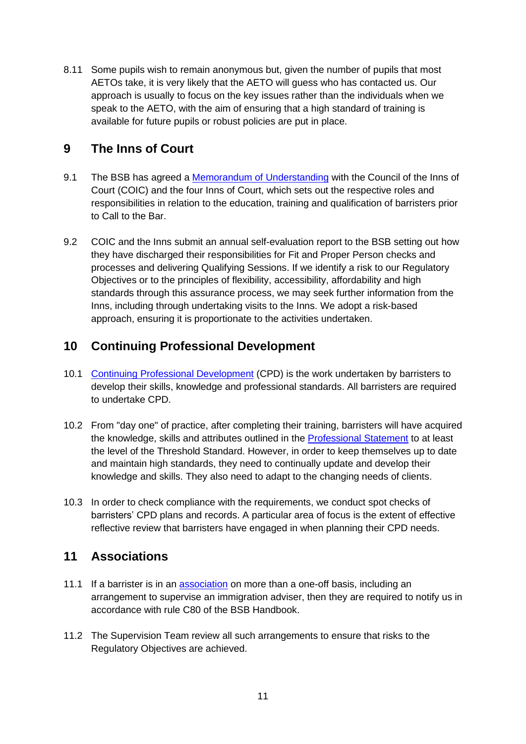8.11 Some pupils wish to remain anonymous but, given the number of pupils that most AETOs take, it is very likely that the AETO will guess who has contacted us. Our approach is usually to focus on the key issues rather than the individuals when we speak to the AETO, with the aim of ensuring that a high standard of training is available for future pupils or robust policies are put in place.

## 9 The Inns of Court

9.1 The BSB has agreed a Memorandum of Understanding with the Council of the Inns of Court (COIC) and the four Inns of Court, which sets out the respective roles and responsibilities in relation to the education, training and qualification of barristers prior to Call to the Bar.

9.2 COIC and the Inns submit an annual self-evaluation report to the BSB setting out how they have discharged their responsibilities for Fit and Proper Person checks and processes and delivering Qualifying Sessions. If we identify a risk to our Regulatory Objectives or to the principles of flexibility, accessibility, affordability and high standards through this assurance process, we may seek further information from the Inns, including through undertaking visits to the Inns. We adopt a risk-based approach, ensuring it is proportionate to the activities undertaken.

## 10 Continuing Professional Development

10.1 Continuing Professional Development (CPD) is the work undertaken by barristers to develop their skills, knowledge and professional standards. All barristers are required to undertake CPD.

10.2 From "day one" of practice, after completing their training, barristers will have acquired the knowledge, skills and attributes outlined in the Professional Statement to at least the level of the Threshold Standard. However, in order to keep themselves up to date and maintain high standards, they need to continually update and develop their knowledge and skills. They also need to adapt to the changing needs of clients.

10.3 In order to check compliance with the requirements, we conduct spot checks of barristers' CPD plans and records. A particular area of focus is the extent of effective reflective review that barristers have engaged in when planning their CPD needs.

## 11 Associations

11.1 If a barrister is in an association on more than a one-off basis, including an arrangement to supervise an immigration adviser, then they are required to notify us in accordance with rule C80 of the BSB Handbook.

11.2 The Supervision Team review all such arrangements to ensure that risks to the Regulatory Objectives are achieved.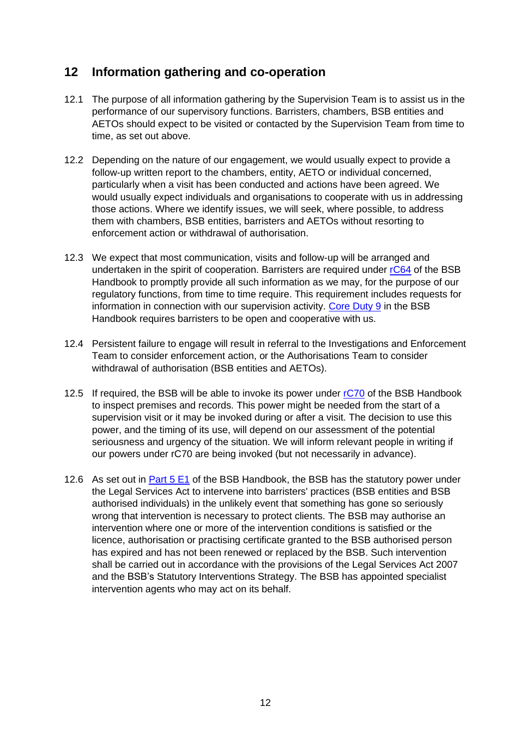## 12 Information gathering and co-operation

12.1 The purpose of all information gathering by the Supervision Team is to assist us in the performance of our supervisory functions. Barristers, chambers, BSB entities and AETOs should expect to be visited or contacted by the Supervision Team from time to time, as set out above.

12.2 Depending on the nature of our engagement, we would usually expect to provide a follow-up written report to the chambers, entity, AETO or individual concerned, particularly when a visit has been conducted and actions have been agreed. We would usually expect individuals and organisations to cooperate with us in addressing those actions. Where we identify issues, we will seek, where possible, to address them with chambers, BSB entities, barristers and AETOs without resorting to enforcement action or withdrawal of authorisation.

12.3 We expect that most communication, visits and follow-up will be arranged and undertaken in the spirit of cooperation. Barristers are required under rC64 of the BSB Handbook to promptly provide all such information as we may, for the purpose of our regulatory functions, from time to time require. This requirement includes requests for information in connection with our supervision activity. Core Duty 9 in the BSB Handbook requires barristers to be open and cooperative with us.

12.4 Persistent failure to engage will result in referral to the Investigations and Enforcement Team to consider enforcement action, or the Authorisations Team to consider withdrawal of authorisation (BSB entities and AETOs).

12.5 If required, the BSB will be able to invoke its power under rC70 of the BSB Handbook to inspect premises and records. This power might be needed from the start of a supervision visit or it may be invoked during or after a visit. The decision to use this power, and the timing of its use, will depend on our assessment of the potential seriousness and urgency of the situation. We will inform relevant people in writing if our powers under rC70 are being invoked (but not necessarily in advance).

12.6 As set out in Part 5 E1 of the BSB Handbook, the BSB has the statutory power under the Legal Services Act to intervene into barristers' practices (BSB entities and BSB authorised individuals) in the unlikely event that something has gone so seriously wrong that intervention is necessary to protect clients. The BSB may authorise an intervention where one or more of the intervention conditions is satisfied or the licence, authorisation or practising certificate granted to the BSB authorised person has expired and has not been renewed or replaced by the BSB. Such intervention shall be carried out in accordance with the provisions of the Legal Services Act 2007 and the BSB's Statutory Interventions Strategy. The BSB has appointed specialist intervention agents who may act on its behalf.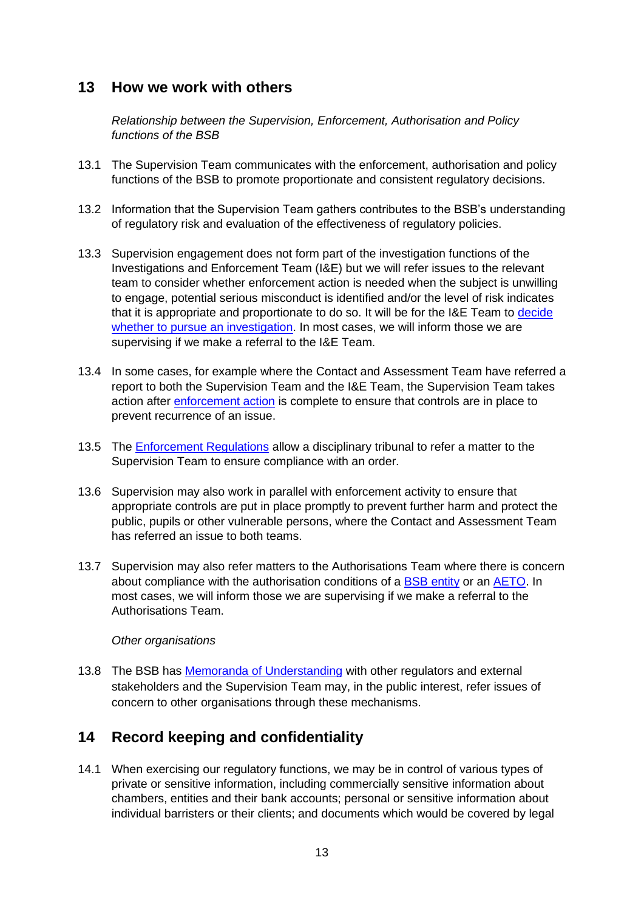## 13 How we work with others

*Relationship between the Supervision, Enforcement, Authorisation and Policy functions of the BSB*

13.1 The Supervision Team communicates with the enforcement, authorisation and policy functions of the BSB to promote proportionate and consistent regulatory decisions.

13.2 Information that the Supervision Team gathers contributes to the BSB's understanding of regulatory risk and evaluation of the effectiveness of regulatory policies.

13.3 Supervision engagement does not form part of the investigation functions of the Investigations and Enforcement Team (I&E) but we will refer issues to the relevant team to consider whether enforcement action is needed when the subject is unwilling to engage, potential serious misconduct is identified and/or the level of risk indicates that it is appropriate and proportionate to do so. It will be for the I&E Team to decide whether to pursue an investigation. In most cases, we will inform those we are supervising if we make a referral to the I&E Team.

13.4 In some cases, for example where the Contact and Assessment Team have referred a report to both the Supervision Team and the I&E Team, the Supervision Team takes action after enforcement action is complete to ensure that controls are in place to prevent recurrence of an issue.

13.5 The Enforcement Regulations allow a disciplinary tribunal to refer a matter to the Supervision Team to ensure compliance with an order.

13.6 Supervision may also work in parallel with enforcement activity to ensure that appropriate controls are put in place promptly to prevent further harm and protect the public, pupils or other vulnerable persons, where the Contact and Assessment Team has referred an issue to both teams.

13.7 Supervision may also refer matters to the Authorisations Team where there is concern about compliance with the authorisation conditions of a BSB entity or an AETO. In most cases, we will inform those we are supervising if we make a referral to the Authorisations Team.

*Other organisations*

13.8 The BSB has Memoranda of Understanding with other regulators and external stakeholders and the Supervision Team may, in the public interest, refer issues of concern to other organisations through these mechanisms.

## 14 Record keeping and confidentiality

14.1 When exercising our regulatory functions, we may be in control of various types of private or sensitive information, including commercially sensitive information about chambers, entities and their bank accounts; personal or sensitive information about individual barristers or their clients; and documents which would be covered by legal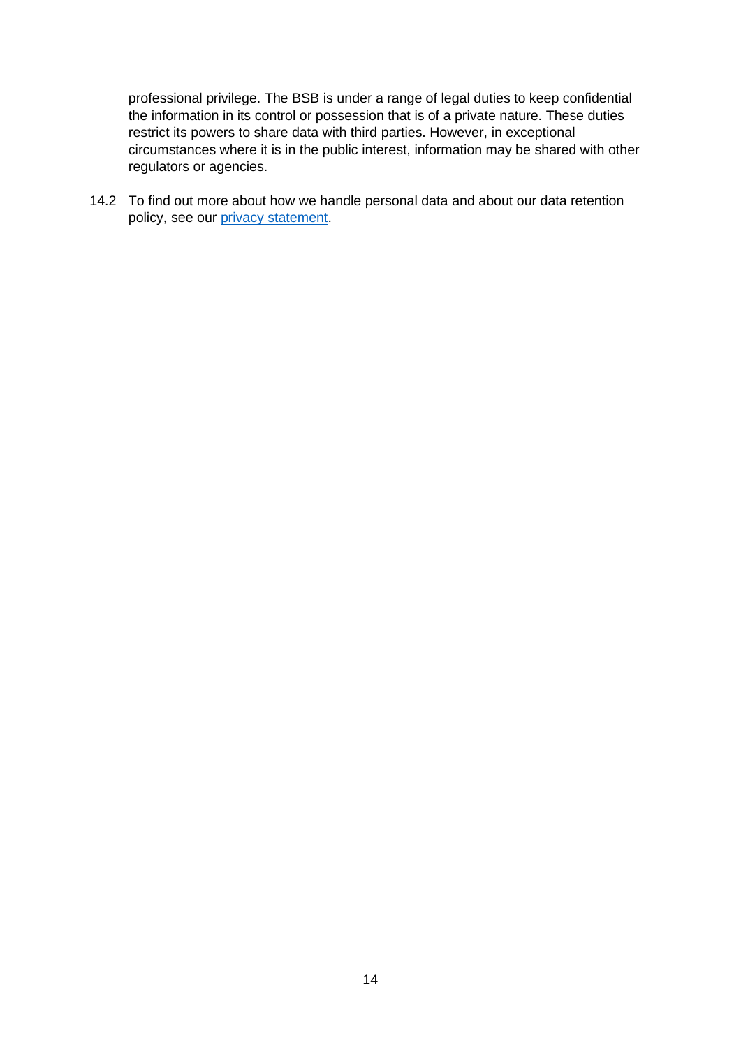professional privilege. The BSB is under a range of legal duties to keep confidential the information in its control or possession that is of a private nature. These duties restrict its powers to share data with third parties. However, in exceptional circumstances where it is in the public interest, information may be shared with other regulators or agencies.

14.2 To find out more about how we handle personal data and about our data retention policy, see our privacy statement.